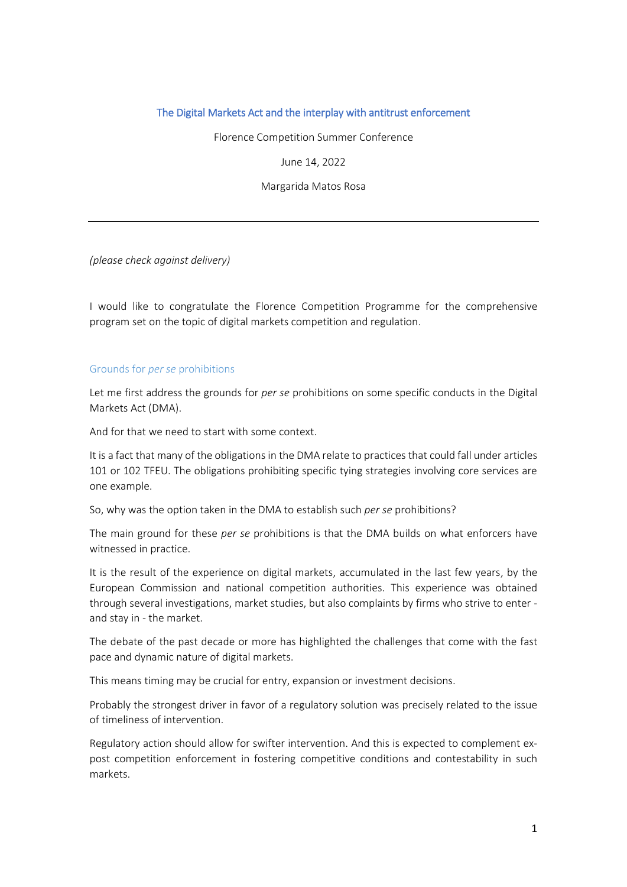# The Digital Markets Act and the interplay with antitrust enforcement

Florence Competition Summer Conference

June 14, 2022

Margarida Matos Rosa

---

*(please check against delivery)*

I would like to congratulate the Florence Competition Programme for the comprehensive program set on the topic of digital markets competition and regulation.

## Grounds for *per se* prohibitions

Let me first address the grounds for *per se* prohibitions on some specific conducts in the Digital Markets Act (DMA).

And for that we need to start with some context.

It is a fact that many of the obligations in the DMA relate to practices that could fall under articles 101 or 102 TFEU. The obligations prohibiting specific tying strategies involving core services are one example.

So, why was the option taken in the DMA to establish such *per se* prohibitions?

The main ground for these *per se* prohibitions is that the DMA builds on what enforcers have witnessed in practice.

It is the result of the experience on digital markets, accumulated in the last few years, by the European Commission and national competition authorities. This experience was obtained through several investigations, market studies, but also complaints by firms who strive to enter - and stay in - the market.

The debate of the past decade or more has highlighted the challenges that come with the fast pace and dynamic nature of digital markets.

This means timing may be crucial for entry, expansion or investment decisions.

Probably the strongest driver in favor of a regulatory solution was precisely related to the issue of timeliness of intervention.

Regulatory action should allow for swifter intervention. And this is expected to complement ex-post competition enforcement in fostering competitive conditions and contestability in such markets.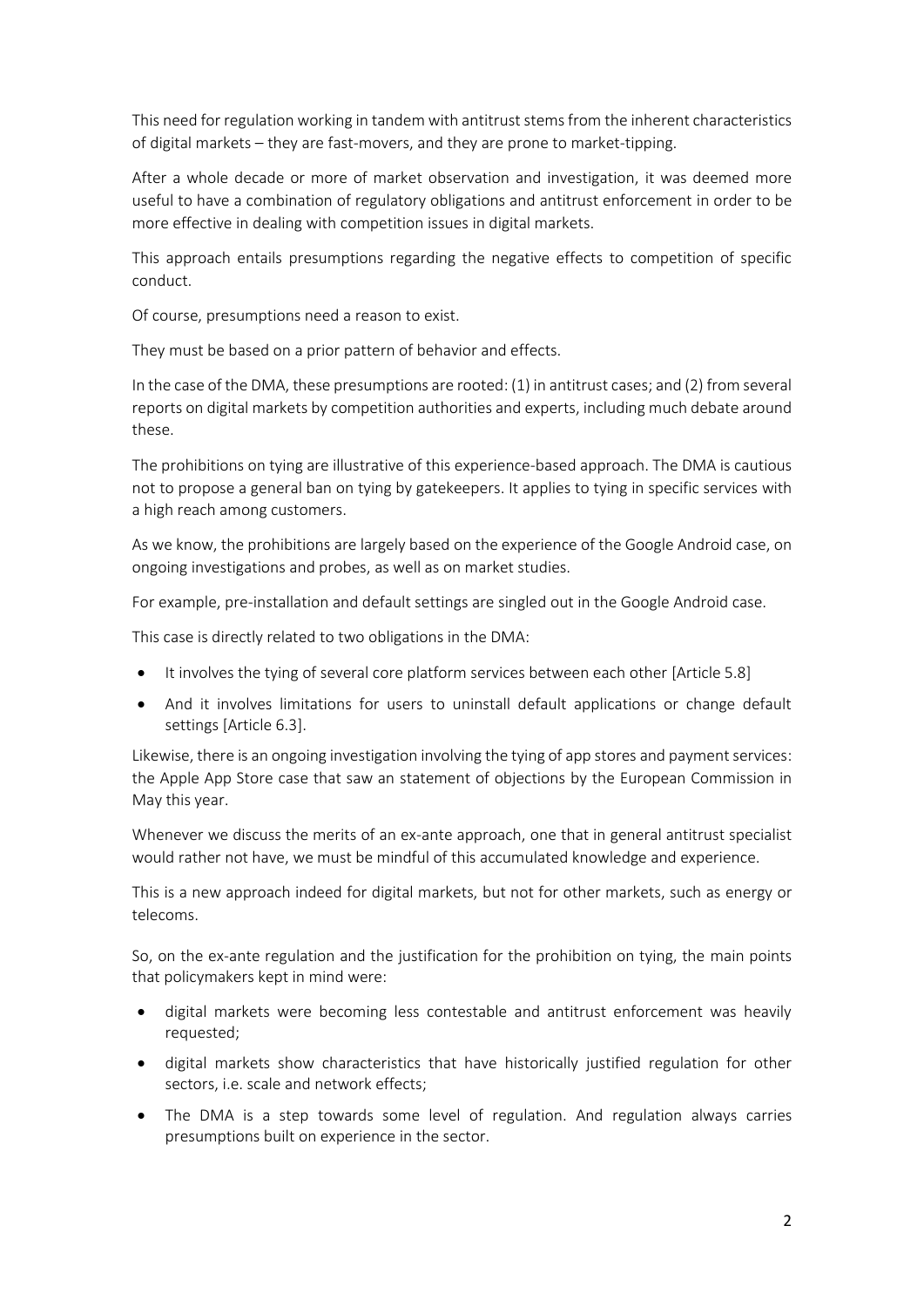This need for regulation working in tandem with antitrust stems from the inherent characteristics of digital markets – they are fast-movers, and they are prone to market-tipping.

After a whole decade or more of market observation and investigation, it was deemed more useful to have a combination of regulatory obligations and antitrust enforcement in order to be more effective in dealing with competition issues in digital markets.

This approach entails presumptions regarding the negative effects to competition of specific conduct.

Of course, presumptions need a reason to exist.

They must be based on a prior pattern of behavior and effects.

In the case of the DMA, these presumptions are rooted: (1) in antitrust cases; and (2) from several reports on digital markets by competition authorities and experts, including much debate around these.

The prohibitions on tying are illustrative of this experience-based approach. The DMA is cautious not to propose a general ban on tying by gatekeepers. It applies to tying in specific services with a high reach among customers.

As we know, the prohibitions are largely based on the experience of the Google Android case, on ongoing investigations and probes, as well as on market studies.

For example, pre-installation and default settings are singled out in the Google Android case.

This case is directly related to two obligations in the DMA:

- It involves the tying of several core platform services between each other [Article 5.8]
- And it involves limitations for users to uninstall default applications or change default settings [Article 6.3].

Likewise, there is an ongoing investigation involving the tying of app stores and payment services: the Apple App Store case that saw an statement of objections by the European Commission in May this year.

Whenever we discuss the merits of an ex-ante approach, one that in general antitrust specialist would rather not have, we must be mindful of this accumulated knowledge and experience.

This is a new approach indeed for digital markets, but not for other markets, such as energy or telecoms.

So, on the ex-ante regulation and the justification for the prohibition on tying, the main points that policymakers kept in mind were:

- digital markets were becoming less contestable and antitrust enforcement was heavily requested;
- digital markets show characteristics that have historically justified regulation for other sectors, i.e. scale and network effects;
- The DMA is a step towards some level of regulation. And regulation always carries presumptions built on experience in the sector.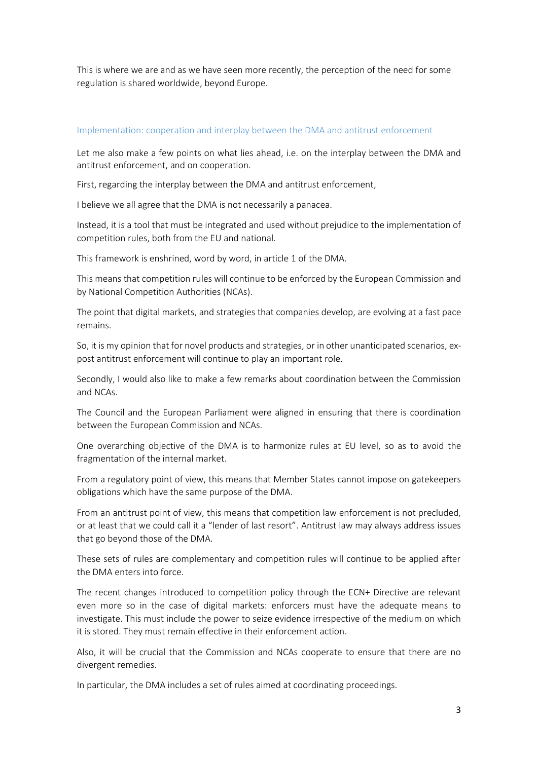This is where we are and as we have seen more recently, the perception of the need for some regulation is shared worldwide, beyond Europe.

## Implementation: cooperation and interplay between the DMA and antitrust enforcement

Let me also make a few points on what lies ahead, i.e. on the interplay between the DMA and antitrust enforcement, and on cooperation.

First, regarding the interplay between the DMA and antitrust enforcement,

I believe we all agree that the DMA is not necessarily a panacea.

Instead, it is a tool that must be integrated and used without prejudice to the implementation of competition rules, both from the EU and national.

This framework is enshrined, word by word, in article 1 of the DMA.

This means that competition rules will continue to be enforced by the European Commission and by National Competition Authorities (NCAs).

The point that digital markets, and strategies that companies develop, are evolving at a fast pace remains.

So, it is my opinion that for novel products and strategies, or in other unanticipated scenarios, ex-post antitrust enforcement will continue to play an important role.

Secondly, I would also like to make a few remarks about coordination between the Commission and NCAs.

The Council and the European Parliament were aligned in ensuring that there is coordination between the European Commission and NCAs.

One overarching objective of the DMA is to harmonize rules at EU level, so as to avoid the fragmentation of the internal market.

From a regulatory point of view, this means that Member States cannot impose on gatekeepers obligations which have the same purpose of the DMA.

From an antitrust point of view, this means that competition law enforcement is not precluded, or at least that we could call it a "lender of last resort". Antitrust law may always address issues that go beyond those of the DMA.

These sets of rules are complementary and competition rules will continue to be applied after the DMA enters into force.

The recent changes introduced to competition policy through the ECN+ Directive are relevant even more so in the case of digital markets: enforcers must have the adequate means to investigate. This must include the power to seize evidence irrespective of the medium on which it is stored. They must remain effective in their enforcement action.

Also, it will be crucial that the Commission and NCAs cooperate to ensure that there are no divergent remedies.

In particular, the DMA includes a set of rules aimed at coordinating proceedings.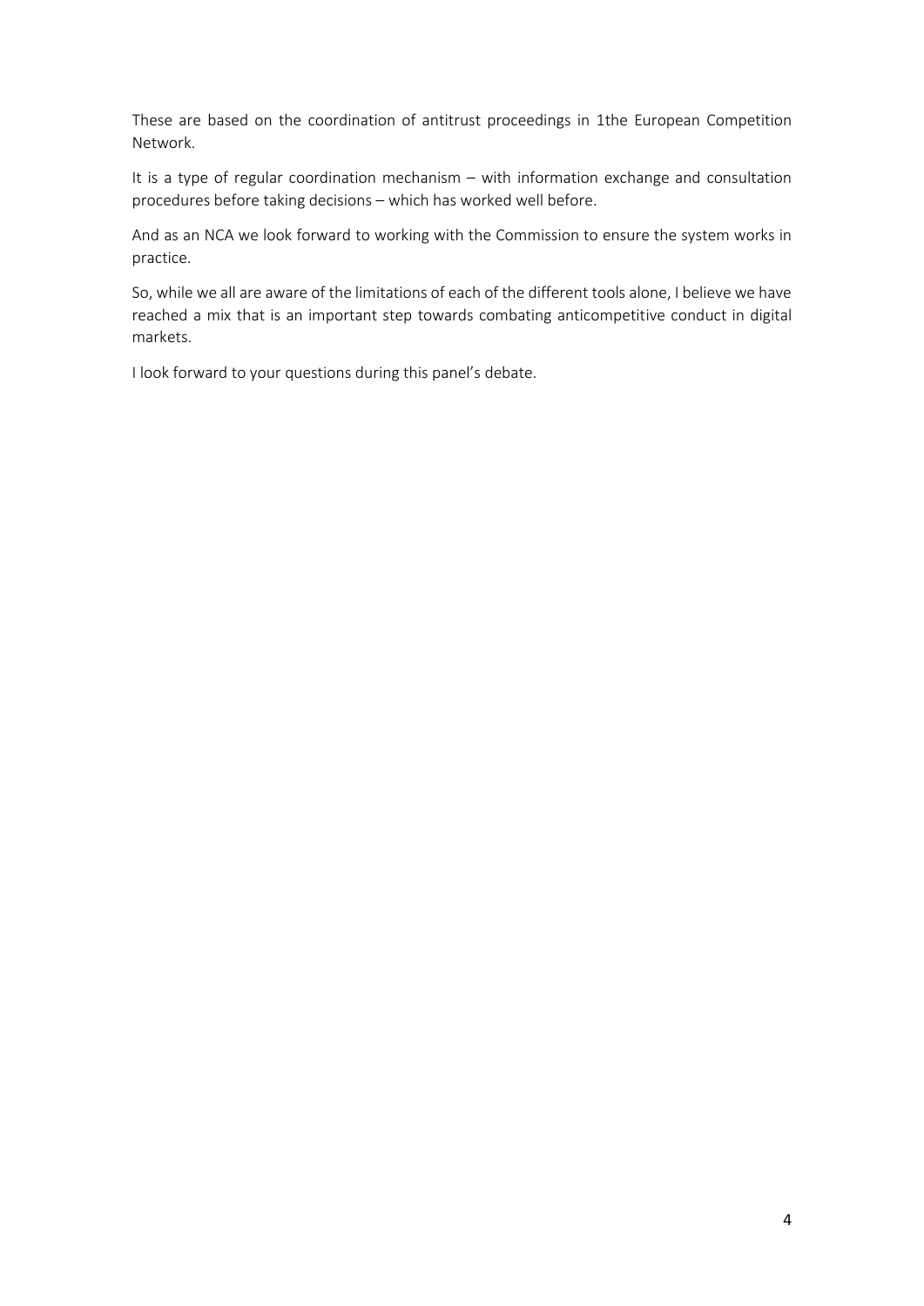These are based on the coordination of antitrust proceedings in 1the European Competition Network.

It is a type of regular coordination mechanism – with information exchange and consultation procedures before taking decisions – which has worked well before.

And as an NCA we look forward to working with the Commission to ensure the system works in practice.

So, while we all are aware of the limitations of each of the different tools alone, I believe we have reached a mix that is an important step towards combating anticompetitive conduct in digital markets.

I look forward to your questions during this panel's debate.